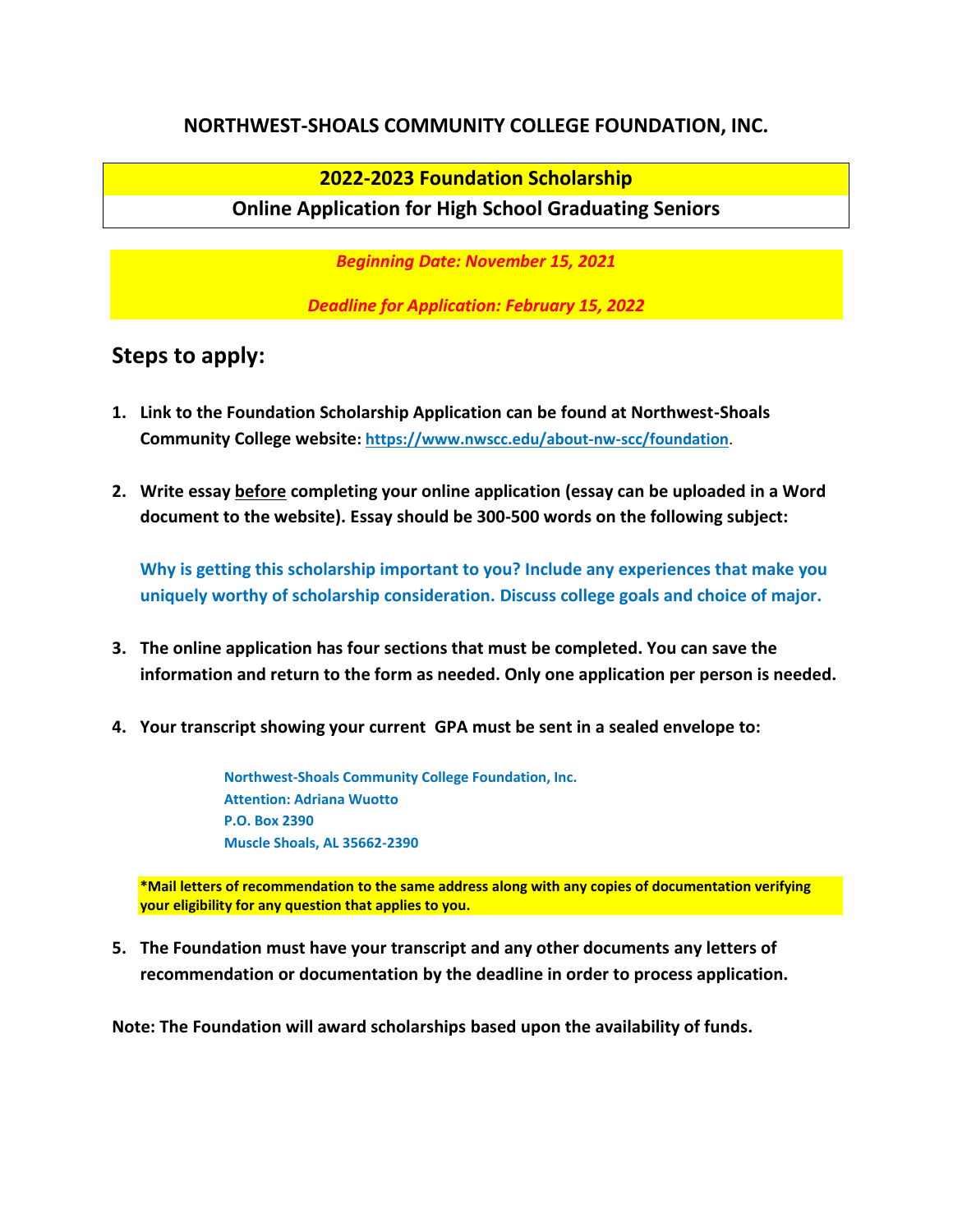# NORTHWEST-SHOALS COMMUNITY COLLEGE FOUNDATION, INC.

## 2022-2023 Foundation Scholarship

## Online Application for High School Graduating Seniors

***Beginning Date: November 15, 2021***

***Deadline for Application: February 15, 2022***

## Steps to apply:

1. **Link to the Foundation Scholarship Application can be found at Northwest-Shoals Community College website: https://www.nwscc.edu/about-nw-scc/foundation.**

2. **Write essay <u>before</u> completing your online application (essay can be uploaded in a Word document to the website). Essay should be 300-500 words on the following subject:**

   **Why is getting this scholarship important to you? Include any experiences that make you uniquely worthy of scholarship consideration. Discuss college goals and choice of major.**

3. **The online application has four sections that must be completed. You can save the information and return to the form as needed. Only one application per person is needed.**

4. **Your transcript showing your current GPA must be sent in a sealed envelope to:**

   **Northwest-Shoals Community College Foundation, Inc.**
   **Attention: Adriana Wuotto**
   **P.O. Box 2390**
   **Muscle Shoals, AL 35662-2390**

   ***Mail letters of recommendation to the same address along with any copies of documentation verifying your eligibility for any question that applies to you.**

5. **The Foundation must have your transcript and any other documents any letters of recommendation or documentation by the deadline in order to process application.**

**Note: The Foundation will award scholarships based upon the availability of funds.**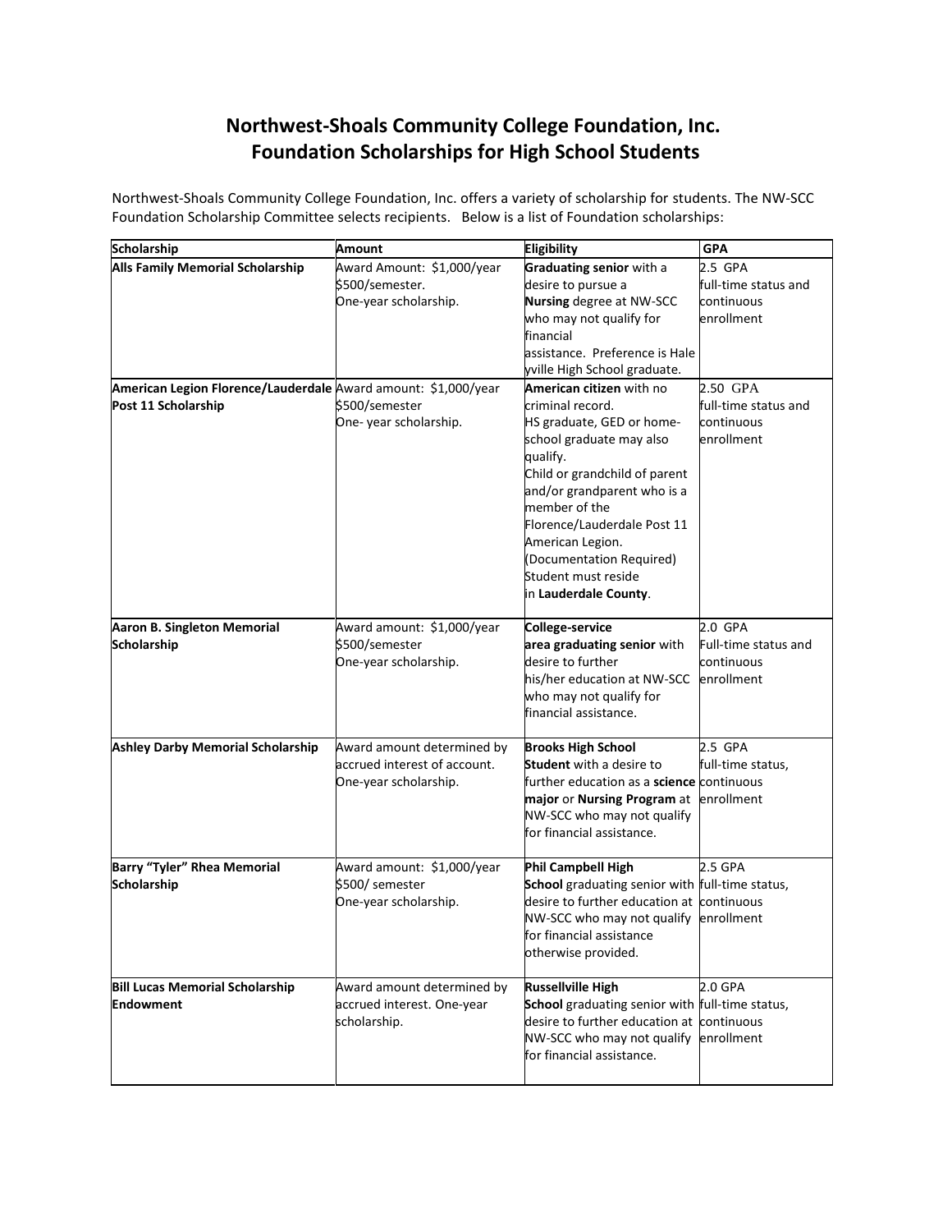# Northwest-Shoals Community College Foundation, Inc.
# Foundation Scholarships for High School Students

Northwest-Shoals Community College Foundation, Inc. offers a variety of scholarship for students. The NW-SCC Foundation Scholarship Committee selects recipients. Below is a list of Foundation scholarships:

| Scholarship | Amount | Eligibility | GPA |
|---|---|---|---|
| **Alls Family Memorial Scholarship** | Award Amount: $1,000/year $500/semester. One-year scholarship. | **Graduating senior** with a desire to pursue a **Nursing** degree at NW-SCC who may not qualify for financial assistance. Preference is Hale yville High School graduate. | 2.5 GPA full-time status and continuous enrollment |
| **American Legion Florence/Lauderdale Post 11 Scholarship** | Award amount: $1,000/year $500/semester One- year scholarship. | **American citizen** with no criminal record. HS graduate, GED or home-school graduate may also qualify. Child or grandchild of parent and/or grandparent who is a member of the Florence/Lauderdale Post 11 American Legion. (Documentation Required) Student must reside in **Lauderdale County**. | 2.50 GPA full-time status and continuous enrollment |
| **Aaron B. Singleton Memorial Scholarship** | Award amount: $1,000/year $500/semester One-year scholarship. | **College-service area graduating senior** with desire to further his/her education at NW-SCC who may not qualify for financial assistance. | 2.0 GPA Full-time status and continuous enrollment |
| **Ashley Darby Memorial Scholarship** | Award amount determined by accrued interest of account. One-year scholarship. | **Brooks High School Student** with a desire to further education as a **science major** or **Nursing Program** at NW-SCC who may not qualify for financial assistance. | 2.5 GPA full-time status, continuous enrollment |
| **Barry "Tyler" Rhea Memorial Scholarship** | Award amount: $1,000/year $500/ semester One-year scholarship. | **Phil Campbell High School** graduating senior with desire to further education at NW-SCC who may not qualify for financial assistance otherwise provided. | 2.5 GPA full-time status, continuous enrollment |
| **Bill Lucas Memorial Scholarship Endowment** | Award amount determined by accrued interest. One-year scholarship. | **Russellville High School** graduating senior with desire to further education at NW-SCC who may not qualify for financial assistance. | 2.0 GPA full-time status, continuous enrollment |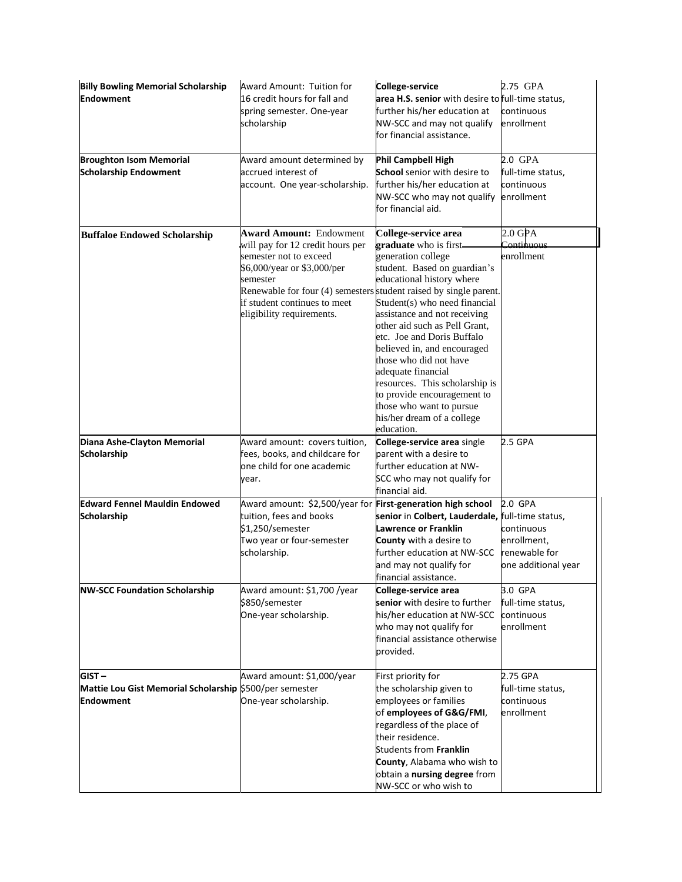| **Billy Bowling Memorial Scholarship Endowment** | Award Amount: Tuition for 16 credit hours for fall and spring semester. One-year scholarship | **College-service area H.S. senior** with desire to further his/her education at NW-SCC and may not qualify for financial assistance. | 2.75 GPA full-time status, continuous enrollment |
|---|---|---|---|
| **Broughton Isom Memorial Scholarship Endowment** | Award amount determined by accrued interest of account. One year-scholarship. | **Phil Campbell High School** senior with desire to further his/her education at NW-SCC who may not qualify for financial aid. | 2.0 GPA full-time status, continuous enrollment |
| **Buffaloe Endowed Scholarship** | **Award Amount:** Endowment will pay for 12 credit hours per semester not to exceed $6,000/year or $3,000/per semester Renewable for four (4) semesters if student continues to meet eligibility requirements. | **College-service area graduate** who is first-generation college student. Based on guardian's educational history where student raised by single parent. Student(s) who need financial assistance and not receiving other aid such as Pell Grant, etc. Joe and Doris Buffalo believed in, and encouraged those who did not have adequate financial resources. This scholarship is to provide encouragement to those who want to pursue his/her dream of a college education. | 2.0 GPA Continuous enrollment |
| **Diana Ashe-Clayton Memorial Scholarship** | Award amount: covers tuition, fees, books, and childcare for one child for one academic year. | **College-service area** single parent with a desire to further education at NW-SCC who may not qualify for financial aid. | 2.5 GPA |
| **Edward Fennel Mauldin Endowed Scholarship** | Award amount: $2,500/year for tuition, fees and books $1,250/semester Two year or four-semester scholarship. | **First-generation high school senior** in **Colbert, Lauderdale, Lawrence or Franklin County** with a desire to further education at NW-SCC and may not qualify for financial assistance. | 2.0 GPA full-time status, continuous enrollment, renewable for one additional year |
| **NW-SCC Foundation Scholarship** | Award amount: $1,700 /year $850/semester One-year scholarship. | **College-service area senior** with desire to further his/her education at NW-SCC who may not qualify for financial assistance otherwise provided. | 3.0 GPA full-time status, continuous enrollment |
| **GIST – Mattie Lou Gist Memorial Scholarship Endowment** | Award amount: $1,000/year $500/per semester One-year scholarship. | First priority for the scholarship given to employees or families of **employees of G&G/FMI**, regardless of the place of their residence. Students from **Franklin County**, Alabama who wish to obtain a **nursing degree** from NW-SCC or who wish to | 2.75 GPA full-time status, continuous enrollment |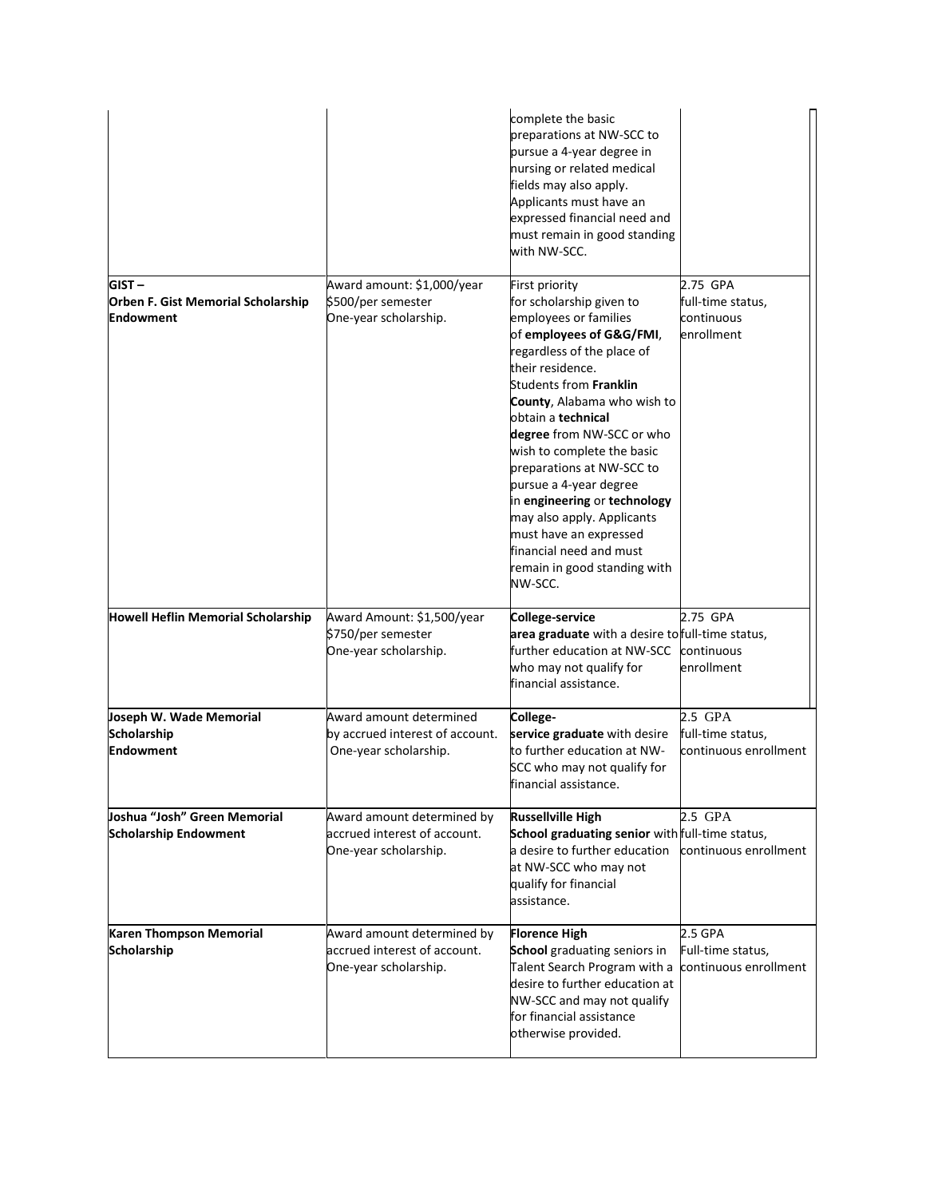| | | | |
|---|---|---|---|
| | | complete the basic preparations at NW-SCC to pursue a 4-year degree in nursing or related medical fields may also apply. Applicants must have an expressed financial need and must remain in good standing with NW-SCC. | |
| **GIST – Orben F. Gist Memorial Scholarship Endowment** | Award amount: $1,000/year<br>$500/per semester<br>One-year scholarship. | First priority for scholarship given to employees or families of **employees of G&G/FMI**, regardless of the place of their residence.<br>Students from **Franklin County**, Alabama who wish to obtain a **technical degree** from NW-SCC or who wish to complete the basic preparations at NW-SCC to pursue a 4-year degree in **engineering** or **technology** may also apply. Applicants must have an expressed financial need and must remain in good standing with NW-SCC. | 2.75 GPA<br>full-time status, continuous enrollment |
| **Howell Heflin Memorial Scholarship** | Award Amount: $1,500/year<br>$750/per semester<br>One-year scholarship. | **College-service area graduate** with a desire to further education at NW-SCC who may not qualify for financial assistance. | 2.75 GPA<br>full-time status, continuous enrollment |
| **Joseph W. Wade Memorial Scholarship Endowment** | Award amount determined by accrued interest of account.<br>One-year scholarship. | **College-service graduate** with desire to further education at NW-SCC who may not qualify for financial assistance. | 2.5 GPA<br>full-time status, continuous enrollment |
| **Joshua "Josh" Green Memorial Scholarship Endowment** | Award amount determined by accrued interest of account.<br>One-year scholarship. | **Russellville High School graduating senior** with a desire to further education at NW-SCC who may not qualify for financial assistance. | 2.5 GPA<br>full-time status, continuous enrollment |
| **Karen Thompson Memorial Scholarship** | Award amount determined by accrued interest of account.<br>One-year scholarship. | **Florence High School** graduating seniors in Talent Search Program with a desire to further education at NW-SCC and may not qualify for financial assistance otherwise provided. | 2.5 GPA<br>Full-time status, continuous enrollment |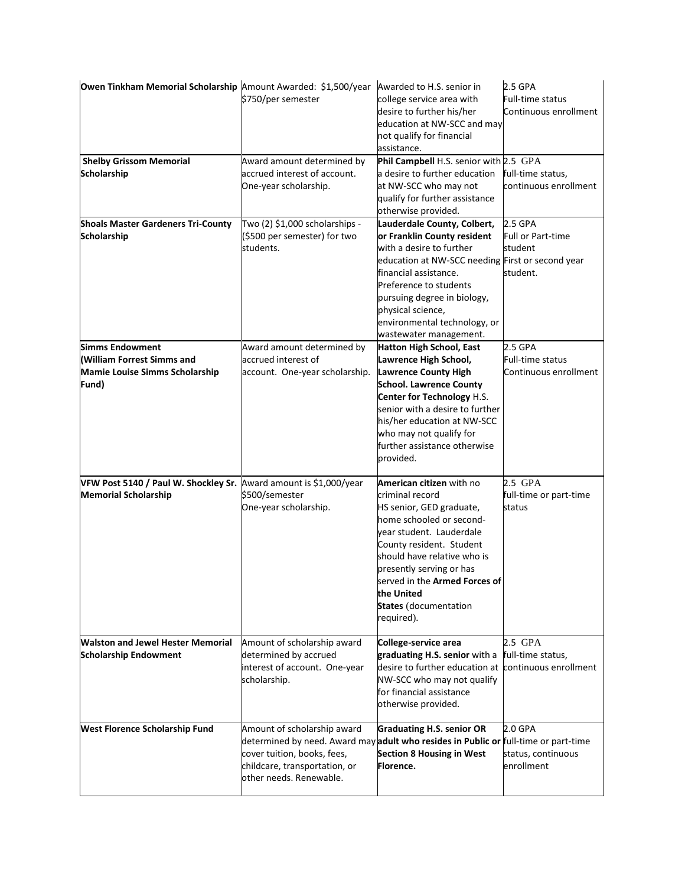| | | | |
|---|---|---|---|
| **Owen Tinkham Memorial Scholarship** | Amount Awarded: $1,500/year $750/per semester | Awarded to H.S. senior in college service area with desire to further his/her education at NW-SCC and may not qualify for financial assistance. | 2.5 GPA Full-time status Continuous enrollment |
| **Shelby Grissom Memorial Scholarship** | Award amount determined by accrued interest of account. One-year scholarship. | **Phil Campbell** H.S. senior with a desire to further education at NW-SCC who may not qualify for further assistance otherwise provided. | 2.5 GPA full-time status, continuous enrollment |
| **Shoals Master Gardeners Tri-County Scholarship** | Two (2) $1,000 scholarships - ($500 per semester) for two students. | **Lauderdale County, Colbert, or Franklin County resident** with a desire to further education at NW-SCC needing financial assistance. Preference to students pursuing degree in biology, physical science, environmental technology, or wastewater management. | 2.5 GPA Full or Part-time student First or second year student. |
| **Simms Endowment (William Forrest Simms and Mamie Louise Simms Scholarship Fund)** | Award amount determined by accrued interest of account. One-year scholarship. | **Hatton High School, East Lawrence High School, Lawrence County High School. Lawrence County Center for Technology** H.S. senior with a desire to further his/her education at NW-SCC who may not qualify for further assistance otherwise provided. | 2.5 GPA Full-time status Continuous enrollment |
| **VFW Post 5140 / Paul W. Shockley Sr. Memorial Scholarship** | Award amount is $1,000/year $500/semester One-year scholarship. | **American citizen** with no criminal record HS senior, GED graduate, home schooled or second-year student. Lauderdale County resident. Student should have relative who is presently serving or has served in the **Armed Forces of the United States** (documentation required). | 2.5 GPA full-time or part-time status |
| **Walston and Jewel Hester Memorial Scholarship Endowment** | Amount of scholarship award determined by accrued interest of account. One-year scholarship. | **College-service area graduating H.S. senior** with a desire to further education at NW-SCC who may not qualify for financial assistance otherwise provided. | 2.5 GPA full-time status, continuous enrollment |
| **West Florence Scholarship Fund** | Amount of scholarship award determined by need. Award may cover tuition, books, fees, childcare, transportation, or other needs. Renewable. | **Graduating H.S. senior OR adult who resides in Public or Section 8 Housing in West Florence.** | 2.0 GPA full-time or part-time status, continuous enrollment |